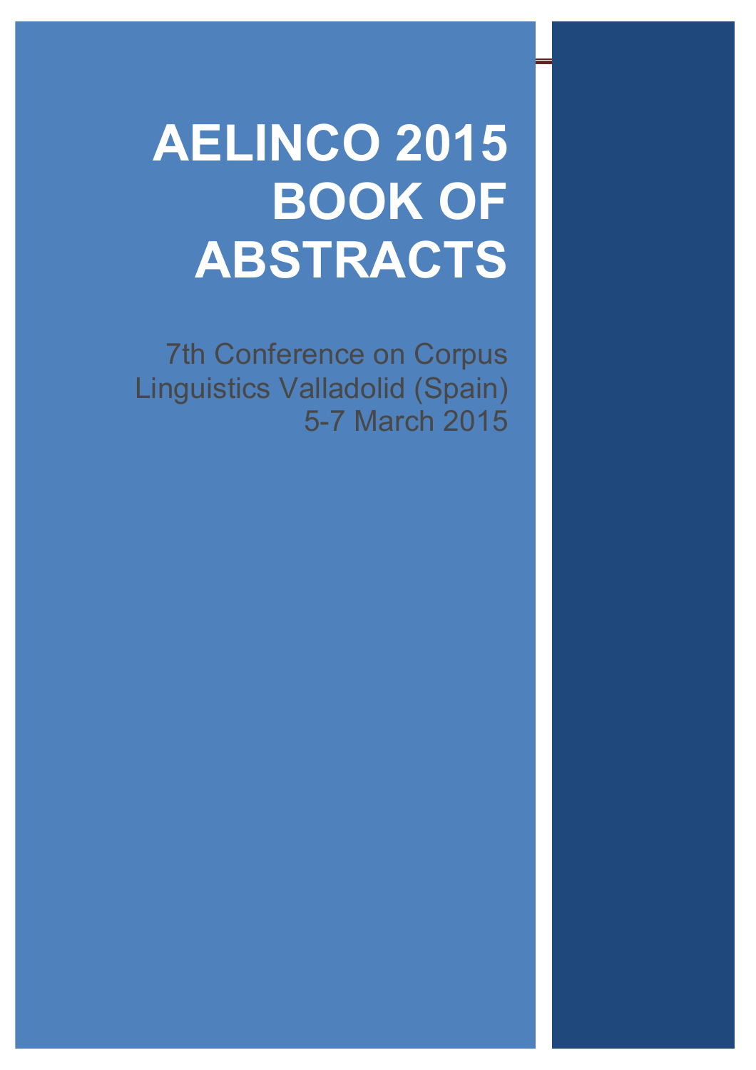# AELINCO 2015 BOOK OF ABSTRACTS

7th Conference on Corpus Linguistics Valladolid (Spain)
5-7 March 2015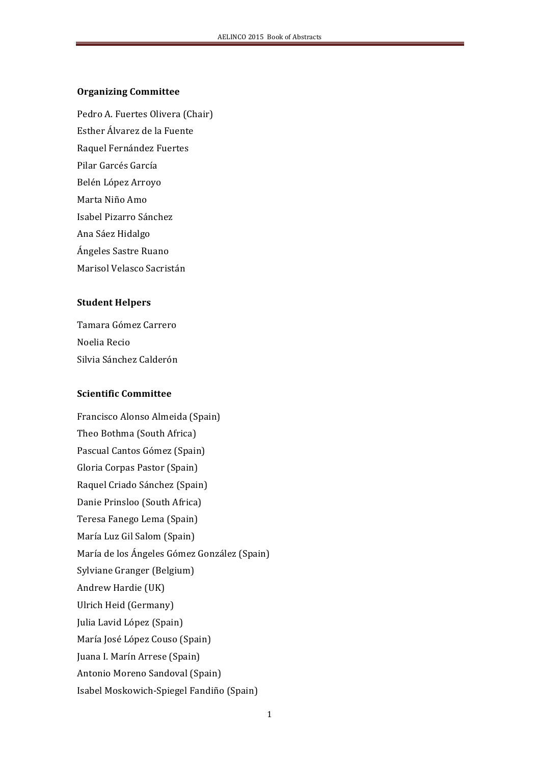**Organizing Committee**

Pedro A. Fuertes Olivera (Chair)

Esther Álvarez de la Fuente

Raquel Fernández Fuertes

Pilar Garcés García

Belén López Arroyo

Marta Niño Amo

Isabel Pizarro Sánchez

Ana Sáez Hidalgo

Ángeles Sastre Ruano

Marisol Velasco Sacristán

**Student Helpers**

Tamara Gómez Carrero

Noelia Recio

Silvia Sánchez Calderón

**Scientific Committee**

Francisco Alonso Almeida (Spain)

Theo Bothma (South Africa)

Pascual Cantos Gómez (Spain)

Gloria Corpas Pastor (Spain)

Raquel Criado Sánchez (Spain)

Danie Prinsloo (South Africa)

Teresa Fanego Lema (Spain)

María Luz Gil Salom (Spain)

María de los Ángeles Gómez González (Spain)

Sylviane Granger (Belgium)

Andrew Hardie (UK)

Ulrich Heid (Germany)

Julia Lavid López (Spain)

María José López Couso (Spain)

Juana I. Marín Arrese (Spain)

Antonio Moreno Sandoval (Spain)

Isabel Moskowich-Spiegel Fandiño (Spain)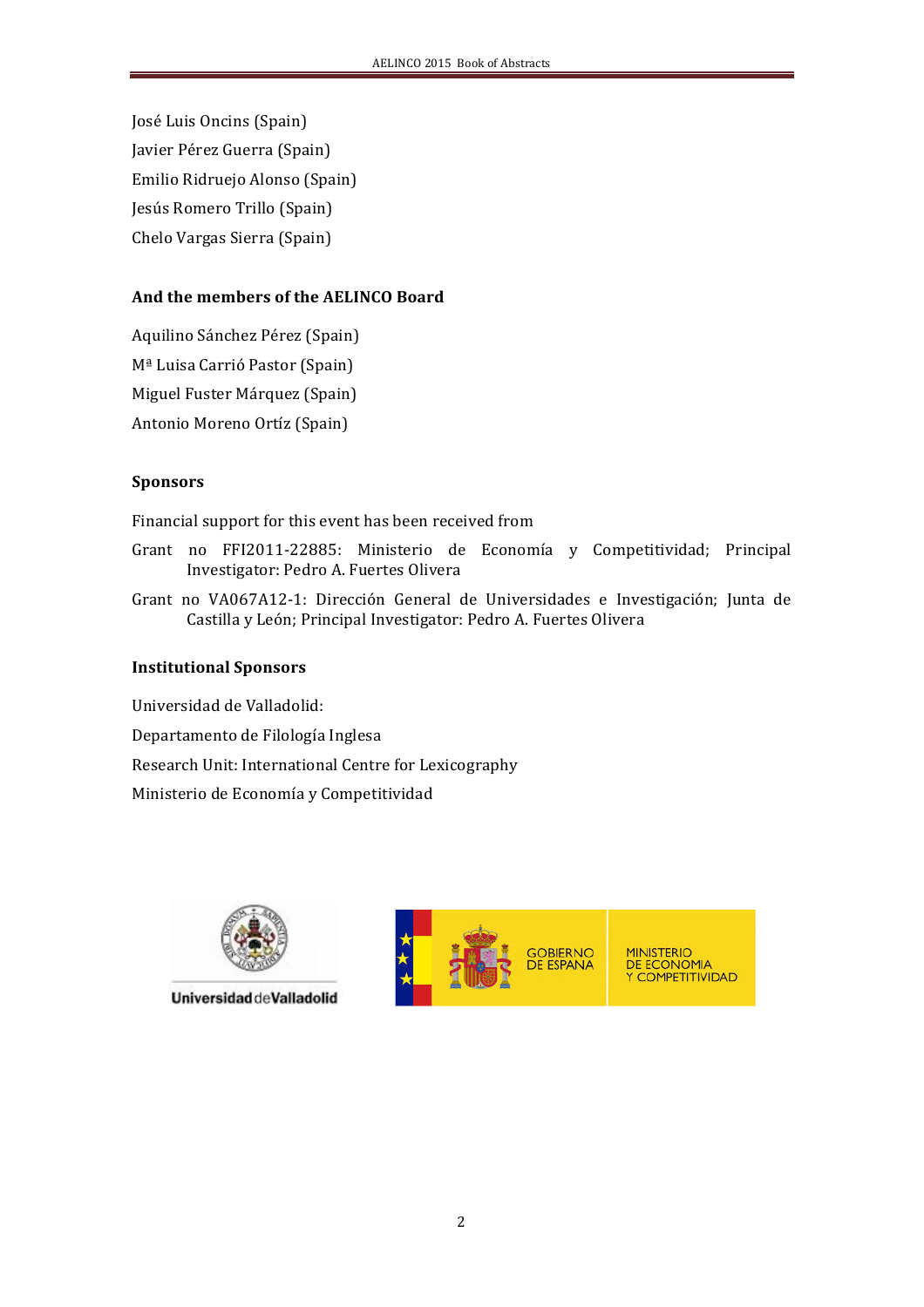José Luis Oncins (Spain)

Javier Pérez Guerra (Spain)

Emilio Ridruejo Alonso (Spain)

Jesús Romero Trillo (Spain)

Chelo Vargas Sierra (Spain)

### And the members of the AELINCO Board

Aquilino Sánchez Pérez (Spain)

Mª Luisa Carrió Pastor (Spain)

Miguel Fuster Márquez (Spain)

Antonio Moreno Ortíz (Spain)

### Sponsors

Financial support for this event has been received from

Grant no FFI2011-22885: Ministerio de Economía y Competitividad; Principal Investigator: Pedro A. Fuertes Olivera

Grant no VA067A12-1: Dirección General de Universidades e Investigación; Junta de Castilla y León; Principal Investigator: Pedro A. Fuertes Olivera

### Institutional Sponsors

Universidad de Valladolid:

Departamento de Filología Inglesa

Research Unit: International Centre for Lexicography

Ministerio de Economía y Competitividad

Universidad de Valladolid

GOBIERNO DE ESPAÑA

MINISTERIO DE ECONOMÍA Y COMPETITIVIDAD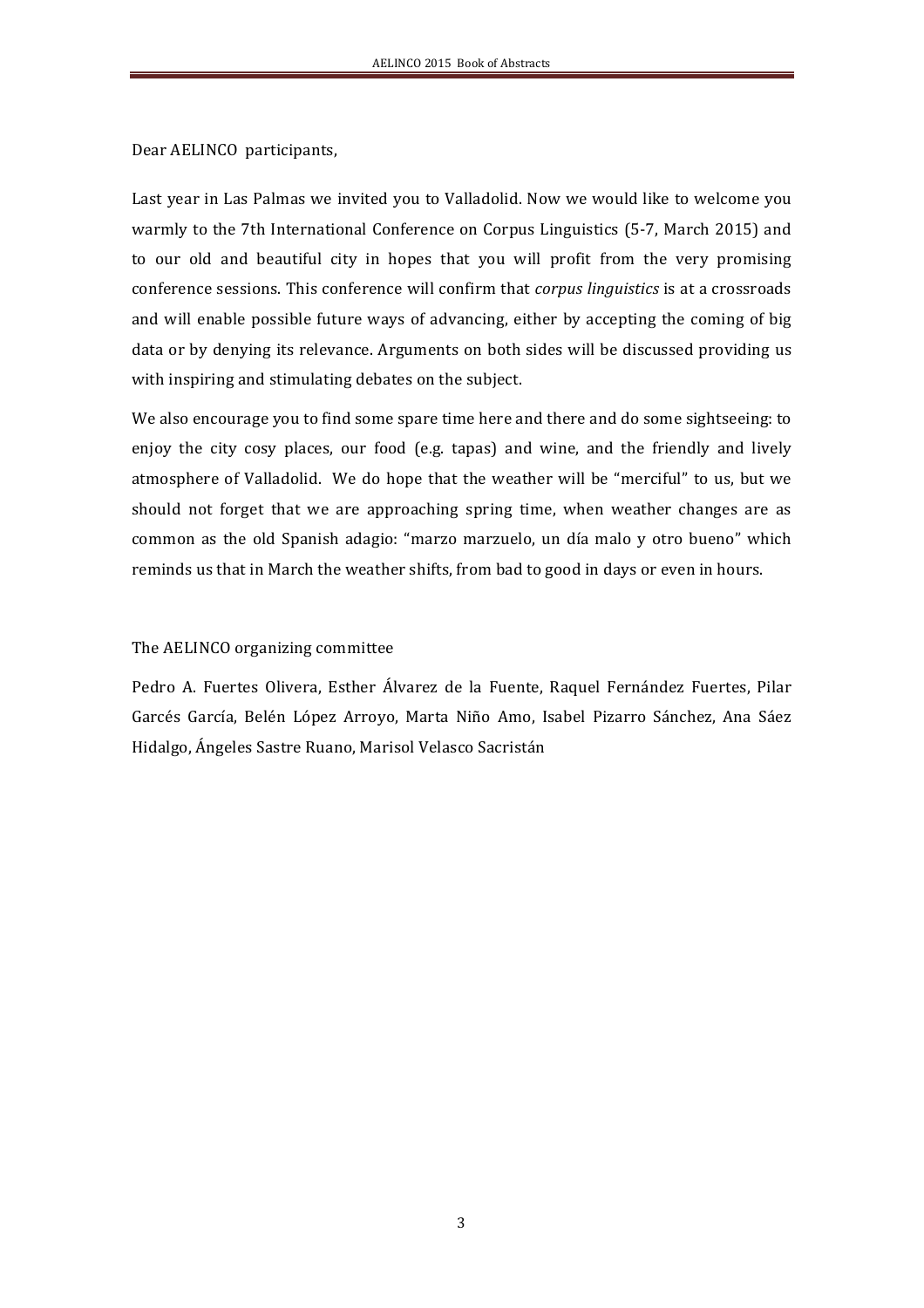Dear AELINCO participants,

Last year in Las Palmas we invited you to Valladolid. Now we would like to welcome you warmly to the 7th International Conference on Corpus Linguistics (5-7, March 2015) and to our old and beautiful city in hopes that you will profit from the very promising conference sessions. This conference will confirm that *corpus linguistics* is at a crossroads and will enable possible future ways of advancing, either by accepting the coming of big data or by denying its relevance. Arguments on both sides will be discussed providing us with inspiring and stimulating debates on the subject.

We also encourage you to find some spare time here and there and do some sightseeing: to enjoy the city cosy places, our food (e.g. tapas) and wine, and the friendly and lively atmosphere of Valladolid. We do hope that the weather will be "merciful" to us, but we should not forget that we are approaching spring time, when weather changes are as common as the old Spanish adagio: "marzo marzuelo, un día malo y otro bueno" which reminds us that in March the weather shifts, from bad to good in days or even in hours.

The AELINCO organizing committee

Pedro A. Fuertes Olivera, Esther Álvarez de la Fuente, Raquel Fernández Fuertes, Pilar Garcés García, Belén López Arroyo, Marta Niño Amo, Isabel Pizarro Sánchez, Ana Sáez Hidalgo, Ángeles Sastre Ruano, Marisol Velasco Sacristán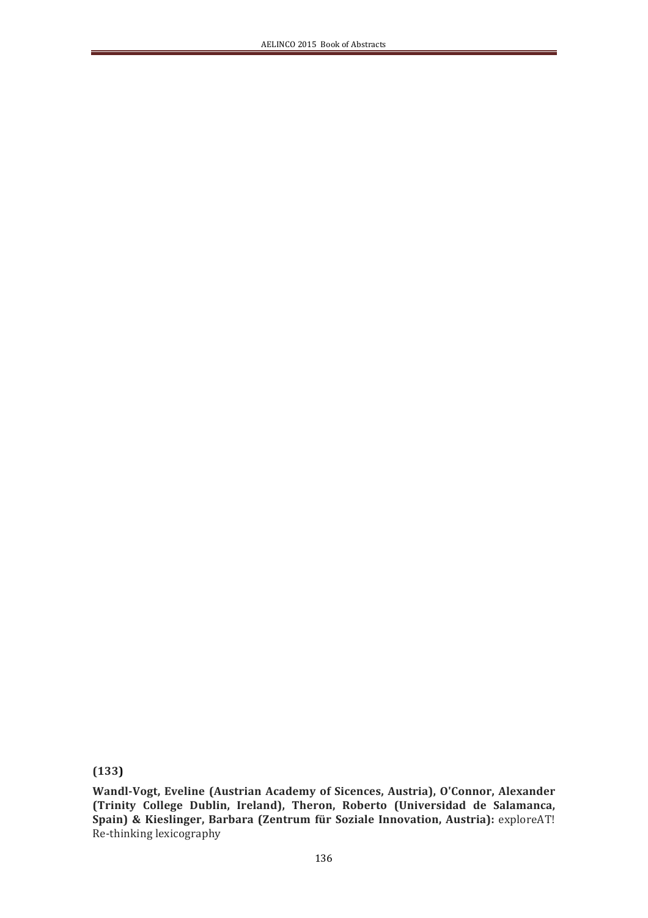**(133)**

**Wandl-Vogt, Eveline (Austrian Academy of Sicences, Austria), O'Connor, Alexander (Trinity College Dublin, Ireland), Theron, Roberto (Universidad de Salamanca, Spain) & Kieslinger, Barbara (Zentrum für Soziale Innovation, Austria):** exploreAT! Re-thinking lexicography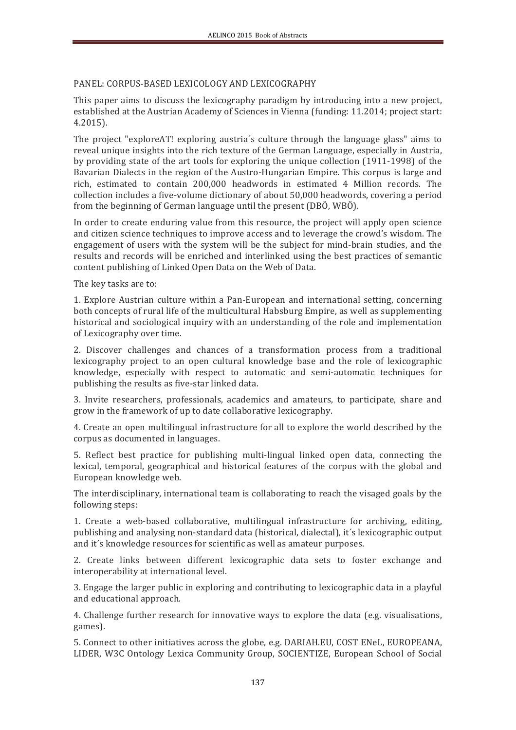PANEL: CORPUS-BASED LEXICOLOGY AND LEXICOGRAPHY

This paper aims to discuss the lexicography paradigm by introducing into a new project, established at the Austrian Academy of Sciences in Vienna (funding: 11.2014; project start: 4.2015).

The project "exploreAT! exploring austria´s culture through the language glass" aims to reveal unique insights into the rich texture of the German Language, especially in Austria, by providing state of the art tools for exploring the unique collection (1911-1998) of the Bavarian Dialects in the region of the Austro-Hungarian Empire. This corpus is large and rich, estimated to contain 200,000 headwords in estimated 4 Million records. The collection includes a five-volume dictionary of about 50,000 headwords, covering a period from the beginning of German language until the present (DBÖ, WBÖ).

In order to create enduring value from this resource, the project will apply open science and citizen science techniques to improve access and to leverage the crowd's wisdom. The engagement of users with the system will be the subject for mind-brain studies, and the results and records will be enriched and interlinked using the best practices of semantic content publishing of Linked Open Data on the Web of Data.

The key tasks are to:

1. Explore Austrian culture within a Pan-European and international setting, concerning both concepts of rural life of the multicultural Habsburg Empire, as well as supplementing historical and sociological inquiry with an understanding of the role and implementation of Lexicography over time.

2. Discover challenges and chances of a transformation process from a traditional lexicography project to an open cultural knowledge base and the role of lexicographic knowledge, especially with respect to automatic and semi-automatic techniques for publishing the results as five-star linked data.

3. Invite researchers, professionals, academics and amateurs, to participate, share and grow in the framework of up to date collaborative lexicography.

4. Create an open multilingual infrastructure for all to explore the world described by the corpus as documented in languages.

5. Reflect best practice for publishing multi-lingual linked open data, connecting the lexical, temporal, geographical and historical features of the corpus with the global and European knowledge web.

The interdisciplinary, international team is collaborating to reach the visaged goals by the following steps:

1. Create a web-based collaborative, multilingual infrastructure for archiving, editing, publishing and analysing non-standard data (historical, dialectal), it´s lexicographic output and it´s knowledge resources for scientific as well as amateur purposes.

2. Create links between different lexicographic data sets to foster exchange and interoperability at international level.

3. Engage the larger public in exploring and contributing to lexicographic data in a playful and educational approach.

4. Challenge further research for innovative ways to explore the data (e.g. visualisations, games).

5. Connect to other initiatives across the globe, e.g. DARIAH.EU, COST ENeL, EUROPEANA, LIDER, W3C Ontology Lexica Community Group, SOCIENTIZE, European School of Social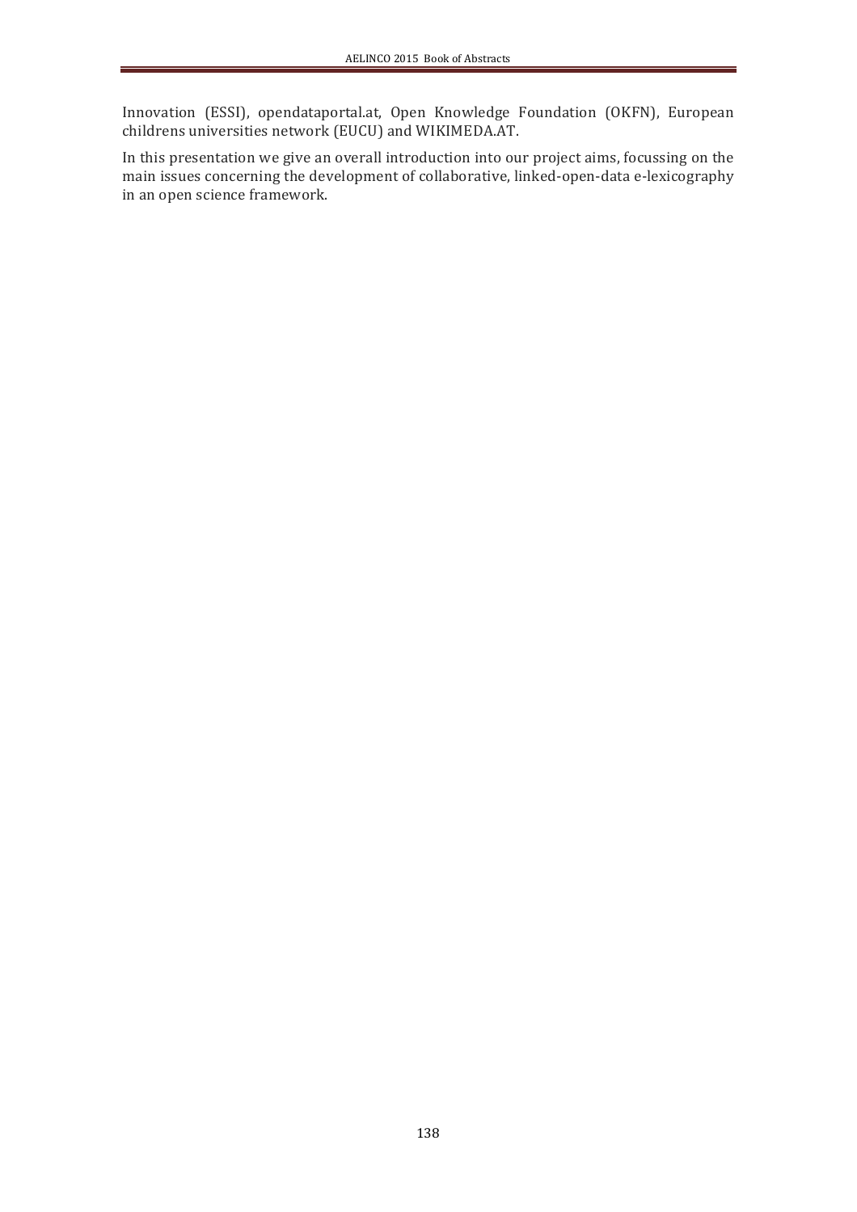Innovation (ESSI), opendataportal.at, Open Knowledge Foundation (OKFN), European childrens universities network (EUCU) and WIKIMEDA.AT.

In this presentation we give an overall introduction into our project aims, focussing on the main issues concerning the development of collaborative, linked-open-data e-lexicography in an open science framework.